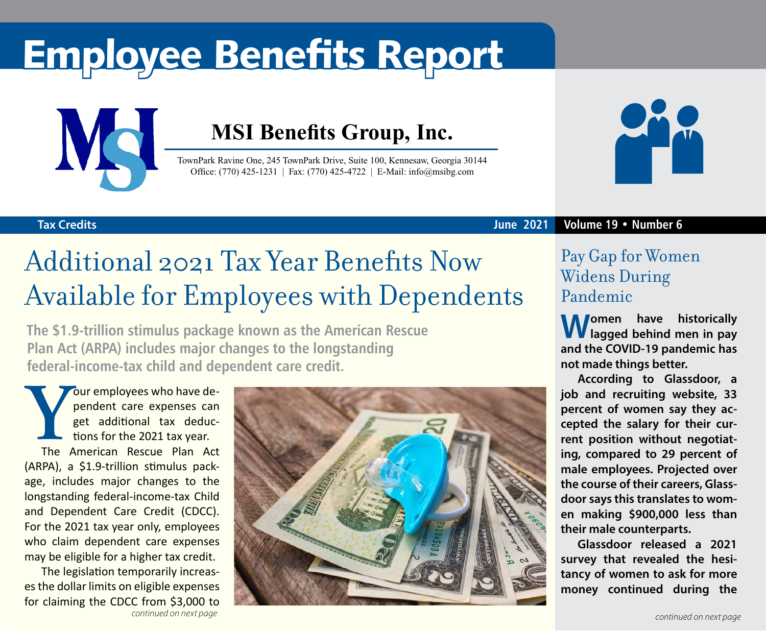# Employee Benefits Report

**MSI Benefits Group, Inc.**

TownPark Ravine One, 245 TownPark Drive, Suite 100, Kennesaw, Georgia 30144
Office: (770) 425-1231 | Fax: (770) 425-4722 | E-Mail: info@msibg.com

Tax Credits — June 2021 — Volume 19 • Number 6

## Additional 2021 Tax Year Benefits Now Available for Employees with Dependents

**The $1.9-trillion stimulus package known as the American Rescue Plan Act (ARPA) includes major changes to the longstanding federal-income-tax child and dependent care credit.**

Your employees who have dependent care expenses can get additional tax deductions for the 2021 tax year.

The American Rescue Plan Act (ARPA), a $1.9-trillion stimulus package, includes major changes to the longstanding federal-income-tax Child and Dependent Care Credit (CDCC). For the 2021 tax year only, employees who claim dependent care expenses may be eligible for a higher tax credit.

The legislation temporarily increases the dollar limits on eligible expenses for claiming the CDCC from $3,000 to

*continued on next page*

## Pay Gap for Women Widens During Pandemic

**Women have historically lagged behind men in pay and the COVID-19 pandemic has not made things better.**

**According to Glassdoor, a job and recruiting website, 33 percent of women say they accepted the salary for their current position without negotiating, compared to 29 percent of male employees. Projected over the course of their careers, Glassdoor says this translates to women making $900,000 less than their male counterparts.**

**Glassdoor released a 2021 survey that revealed the hesitancy of women to ask for more money continued during the**

*continued on next page*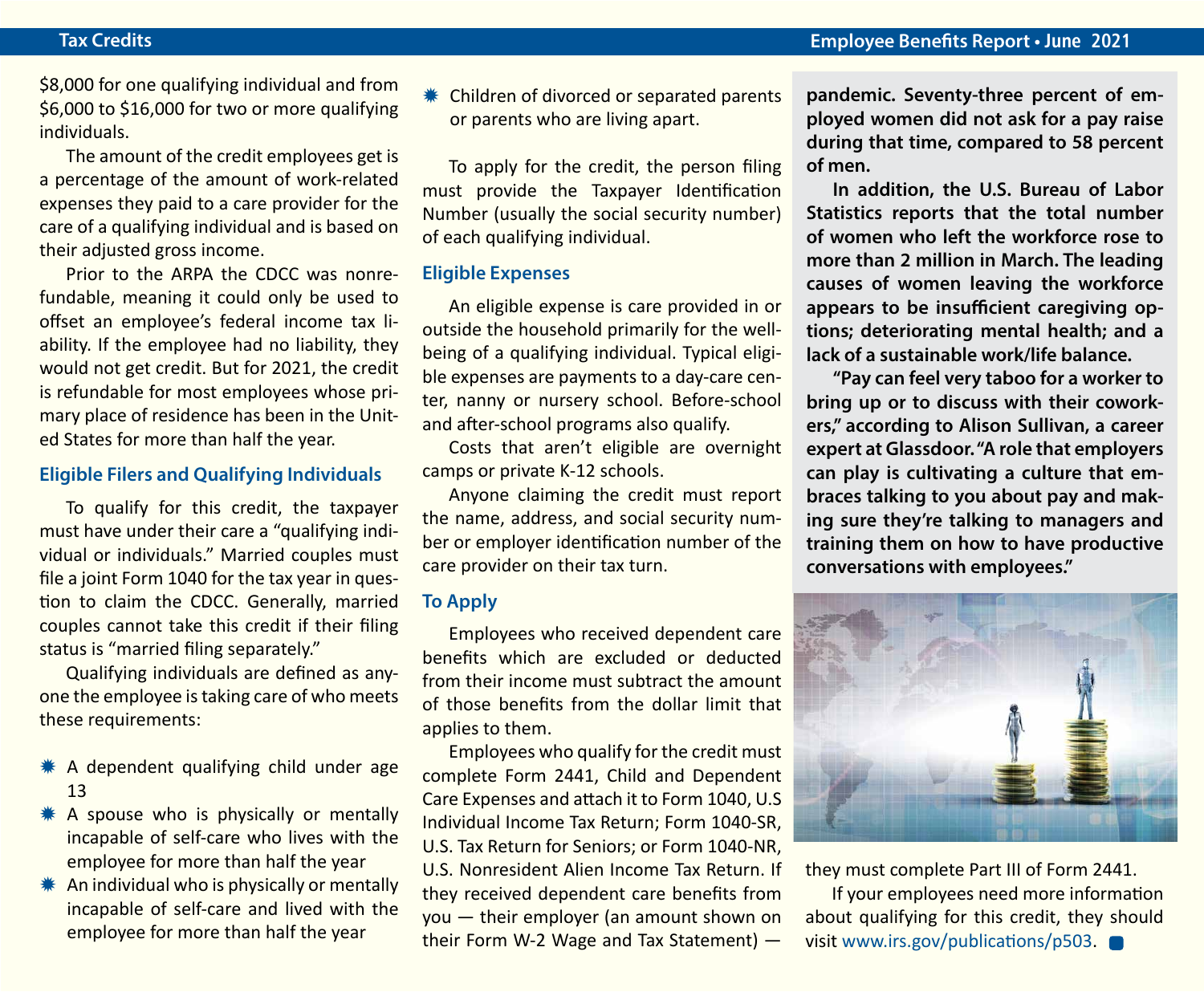$8,000 for one qualifying individual and from $6,000 to $16,000 for two or more qualifying individuals.

The amount of the credit employees get is a percentage of the amount of work-related expenses they paid to a care provider for the care of a qualifying individual and is based on their adjusted gross income.

Prior to the ARPA the CDCC was nonrefundable, meaning it could only be used to offset an employee's federal income tax liability. If the employee had no liability, they would not get credit. But for 2021, the credit is refundable for most employees whose primary place of residence has been in the United States for more than half the year.

## Eligible Filers and Qualifying Individuals

To qualify for this credit, the taxpayer must have under their care a "qualifying individual or individuals." Married couples must file a joint Form 1040 for the tax year in question to claim the CDCC. Generally, married couples cannot take this credit if their filing status is "married filing separately."

Qualifying individuals are defined as anyone the employee is taking care of who meets these requirements:

- A dependent qualifying child under age 13
- A spouse who is physically or mentally incapable of self-care who lives with the employee for more than half the year
- An individual who is physically or mentally incapable of self-care and lived with the employee for more than half the year
- Children of divorced or separated parents or parents who are living apart.

To apply for the credit, the person filing must provide the Taxpayer Identification Number (usually the social security number) of each qualifying individual.

## Eligible Expenses

An eligible expense is care provided in or outside the household primarily for the wellbeing of a qualifying individual. Typical eligible expenses are payments to a day-care center, nanny or nursery school. Before-school and after-school programs also qualify.

Costs that aren't eligible are overnight camps or private K-12 schools.

Anyone claiming the credit must report the name, address, and social security number or employer identification number of the care provider on their tax turn.

## To Apply

Employees who received dependent care benefits which are excluded or deducted from their income must subtract the amount of those benefits from the dollar limit that applies to them.

Employees who qualify for the credit must complete Form 2441, Child and Dependent Care Expenses and attach it to Form 1040, U.S Individual Income Tax Return; Form 1040-SR, U.S. Tax Return for Seniors; or Form 1040-NR, U.S. Nonresident Alien Income Tax Return. If they received dependent care benefits from you — their employer (an amount shown on their Form W-2 Wage and Tax Statement) — they must complete Part III of Form 2441.

If your employees need more information about qualifying for this credit, they should visit www.irs.gov/publications/p503.

**pandemic. Seventy-three percent of employed women did not ask for a pay raise during that time, compared to 58 percent of men.**

**In addition, the U.S. Bureau of Labor Statistics reports that the total number of women who left the workforce rose to more than 2 million in March. The leading causes of women leaving the workforce appears to be insufficient caregiving options; deteriorating mental health; and a lack of a sustainable work/life balance.**

**"Pay can feel very taboo for a worker to bring up or to discuss with their coworkers," according to Alison Sullivan, a career expert at Glassdoor. "A role that employers can play is cultivating a culture that embraces talking to you about pay and making sure they're talking to managers and training them on how to have productive conversations with employees."**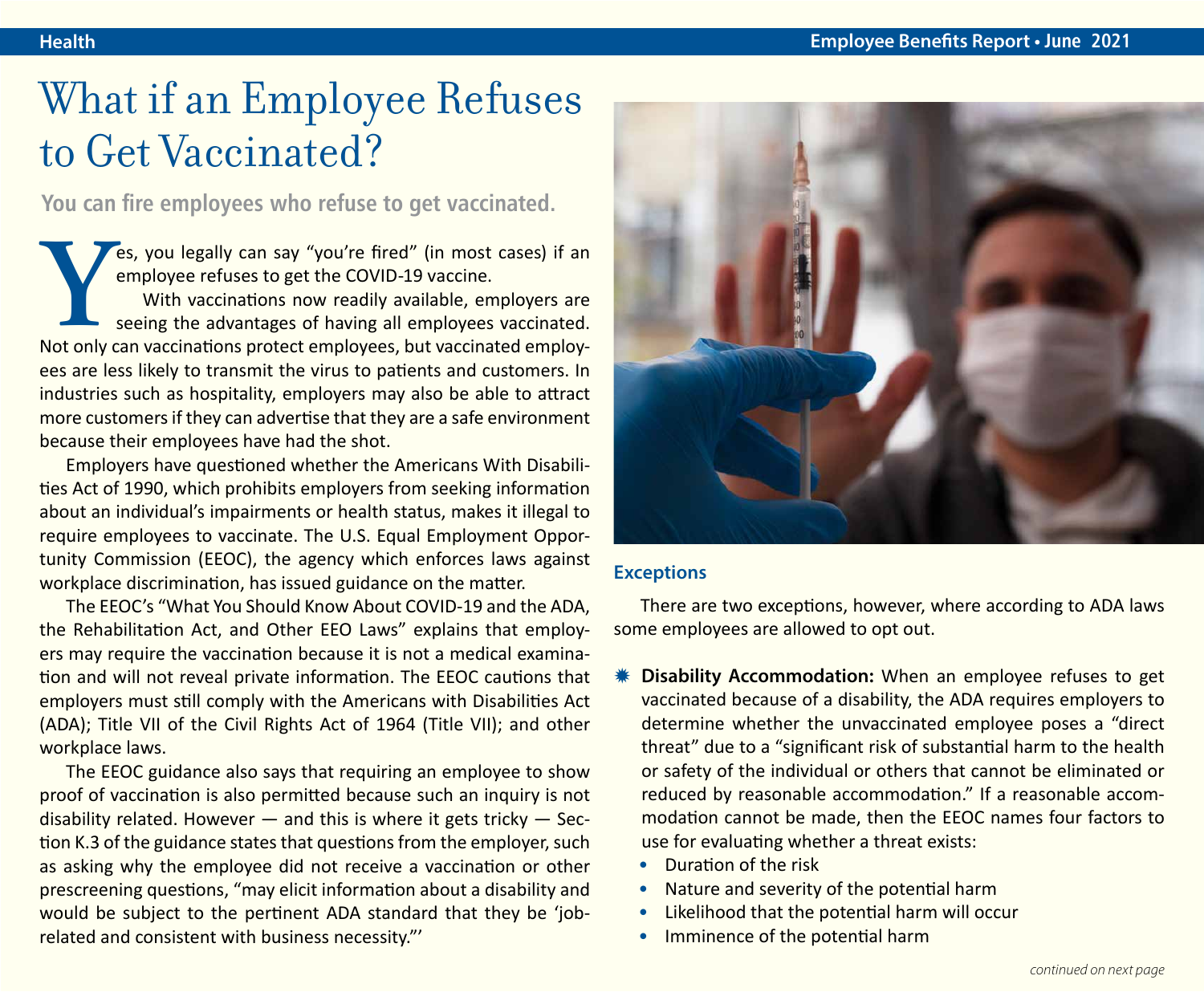# What if an Employee Refuses to Get Vaccinated?

**You can fire employees who refuse to get vaccinated.**

Yes, you legally can say "you're fired" (in most cases) if an employee refuses to get the COVID-19 vaccine.

With vaccinations now readily available, employers are seeing the advantages of having all employees vaccinated. Not only can vaccinations protect employees, but vaccinated employees are less likely to transmit the virus to patients and customers. In industries such as hospitality, employers may also be able to attract more customers if they can advertise that they are a safe environment because their employees have had the shot.

Employers have questioned whether the Americans With Disabilities Act of 1990, which prohibits employers from seeking information about an individual's impairments or health status, makes it illegal to require employees to vaccinate. The U.S. Equal Employment Opportunity Commission (EEOC), the agency which enforces laws against workplace discrimination, has issued guidance on the matter.

The EEOC's "What You Should Know About COVID-19 and the ADA, the Rehabilitation Act, and Other EEO Laws" explains that employers may require the vaccination because it is not a medical examination and will not reveal private information. The EEOC cautions that employers must still comply with the Americans with Disabilities Act (ADA); Title VII of the Civil Rights Act of 1964 (Title VII); and other workplace laws.

The EEOC guidance also says that requiring an employee to show proof of vaccination is also permitted because such an inquiry is not disability related. However — and this is where it gets tricky — Section K.3 of the guidance states that questions from the employer, such as asking why the employee did not receive a vaccination or other prescreening questions, "may elicit information about a disability and would be subject to the pertinent ADA standard that they be 'job-related and consistent with business necessity.'"

### Exceptions

There are two exceptions, however, where according to ADA laws some employees are allowed to opt out.

- **Disability Accommodation:** When an employee refuses to get vaccinated because of a disability, the ADA requires employers to determine whether the unvaccinated employee poses a "direct threat" due to a "significant risk of substantial harm to the health or safety of the individual or others that cannot be eliminated or reduced by reasonable accommodation." If a reasonable accommodation cannot be made, then the EEOC names four factors to use for evaluating whether a threat exists:
  - Duration of the risk
  - Nature and severity of the potential harm
  - Likelihood that the potential harm will occur
  - Imminence of the potential harm

*continued on next page*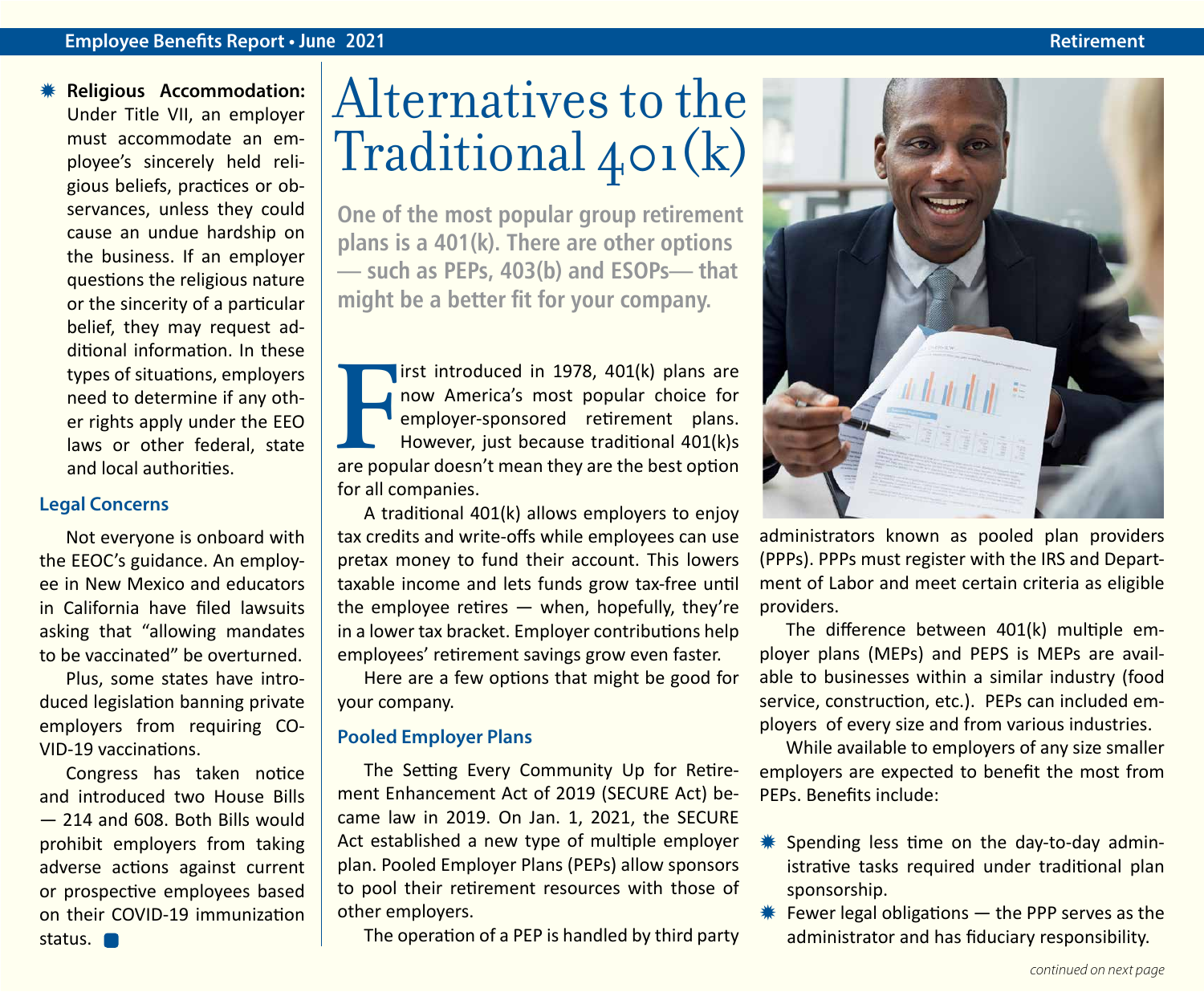- **Religious Accommodation:** Under Title VII, an employer must accommodate an employee's sincerely held religious beliefs, practices or observances, unless they could cause an undue hardship on the business. If an employer questions the religious nature or the sincerity of a particular belief, they may request additional information. In these types of situations, employers need to determine if any other rights apply under the EEO laws or other federal, state and local authorities.

### Legal Concerns

Not everyone is onboard with the EEOC's guidance. An employee in New Mexico and educators in California have filed lawsuits asking that "allowing mandates to be vaccinated" be overturned.

Plus, some states have introduced legislation banning private employers from requiring COVID-19 vaccinations.

Congress has taken notice and introduced two House Bills — 214 and 608. Both Bills would prohibit employers from taking adverse actions against current or prospective employees based on their COVID-19 immunization status.

# Alternatives to the Traditional 401(k)

**One of the most popular group retirement plans is a 401(k). There are other options — such as PEPs, 403(b) and ESOPs— that might be a better fit for your company.**

First introduced in 1978, 401(k) plans are now America's most popular choice for employer-sponsored retirement plans. However, just because traditional 401(k)s are popular doesn't mean they are the best option for all companies.

A traditional 401(k) allows employers to enjoy tax credits and write-offs while employees can use pretax money to fund their account. This lowers taxable income and lets funds grow tax-free until the employee retires — when, hopefully, they're in a lower tax bracket. Employer contributions help employees' retirement savings grow even faster.

Here are a few options that might be good for your company.

### Pooled Employer Plans

The Setting Every Community Up for Retirement Enhancement Act of 2019 (SECURE Act) became law in 2019. On Jan. 1, 2021, the SECURE Act established a new type of multiple employer plan. Pooled Employer Plans (PEPs) allow sponsors to pool their retirement resources with those of other employers.

The operation of a PEP is handled by third party administrators known as pooled plan providers (PPPs). PPPs must register with the IRS and Department of Labor and meet certain criteria as eligible providers.

The difference between 401(k) multiple employer plans (MEPs) and PEPS is MEPs are available to businesses within a similar industry (food service, construction, etc.). PEPs can included employers of every size and from various industries.

While available to employers of any size smaller employers are expected to benefit the most from PEPs. Benefits include:

- Spending less time on the day-to-day administrative tasks required under traditional plan sponsorship.
- Fewer legal obligations — the PPP serves as the administrator and has fiduciary responsibility.

*continued on next page*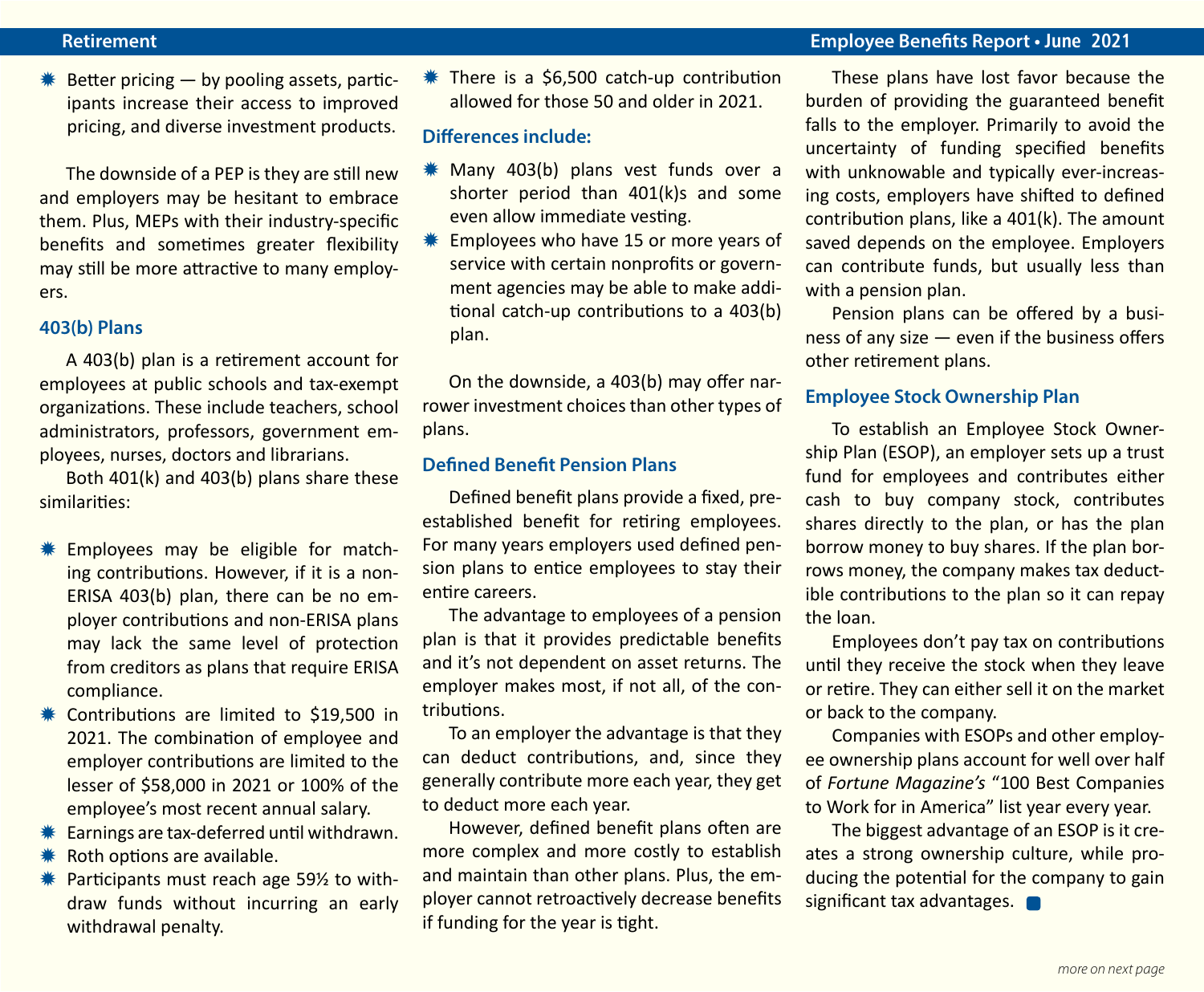- Better pricing — by pooling assets, participants increase their access to improved pricing, and diverse investment products.

The downside of a PEP is they are still new and employers may be hesitant to embrace them. Plus, MEPs with their industry-specific benefits and sometimes greater flexibility may still be more attractive to many employers.

### 403(b) Plans

A 403(b) plan is a retirement account for employees at public schools and tax-exempt organizations. These include teachers, school administrators, professors, government employees, nurses, doctors and librarians.

Both 401(k) and 403(b) plans share these similarities:

- Employees may be eligible for matching contributions. However, if it is a non-ERISA 403(b) plan, there can be no employer contributions and non-ERISA plans may lack the same level of protection from creditors as plans that require ERISA compliance.
- Contributions are limited to $19,500 in 2021. The combination of employee and employer contributions are limited to the lesser of $58,000 in 2021 or 100% of the employee's most recent annual salary.
- Earnings are tax-deferred until withdrawn.
- Roth options are available.
- Participants must reach age 59½ to withdraw funds without incurring an early withdrawal penalty.
- There is a $6,500 catch-up contribution allowed for those 50 and older in 2021.

#### Differences include:

- Many 403(b) plans vest funds over a shorter period than 401(k)s and some even allow immediate vesting.
- Employees who have 15 or more years of service with certain nonprofits or government agencies may be able to make additional catch-up contributions to a 403(b) plan.

On the downside, a 403(b) may offer narrower investment choices than other types of plans.

### Defined Benefit Pension Plans

Defined benefit plans provide a fixed, preestablished benefit for retiring employees. For many years employers used defined pension plans to entice employees to stay their entire careers.

The advantage to employees of a pension plan is that it provides predictable benefits and it's not dependent on asset returns. The employer makes most, if not all, of the contributions.

To an employer the advantage is that they can deduct contributions, and, since they generally contribute more each year, they get to deduct more each year.

However, defined benefit plans often are more complex and more costly to establish and maintain than other plans. Plus, the employer cannot retroactively decrease benefits if funding for the year is tight.

These plans have lost favor because the burden of providing the guaranteed benefit falls to the employer. Primarily to avoid the uncertainty of funding specified benefits with unknowable and typically ever-increasing costs, employers have shifted to defined contribution plans, like a 401(k). The amount saved depends on the employee. Employers can contribute funds, but usually less than with a pension plan.

Pension plans can be offered by a business of any size — even if the business offers other retirement plans.

### Employee Stock Ownership Plan

To establish an Employee Stock Ownership Plan (ESOP), an employer sets up a trust fund for employees and contributes either cash to buy company stock, contributes shares directly to the plan, or has the plan borrow money to buy shares. If the plan borrows money, the company makes tax deductible contributions to the plan so it can repay the loan.

Employees don't pay tax on contributions until they receive the stock when they leave or retire. They can either sell it on the market or back to the company.

Companies with ESOPs and other employee ownership plans account for well over half of *Fortune Magazine's* "100 Best Companies to Work for in America" list year every year.

The biggest advantage of an ESOP is it creates a strong ownership culture, while producing the potential for the company to gain significant tax advantages.

*more on next page*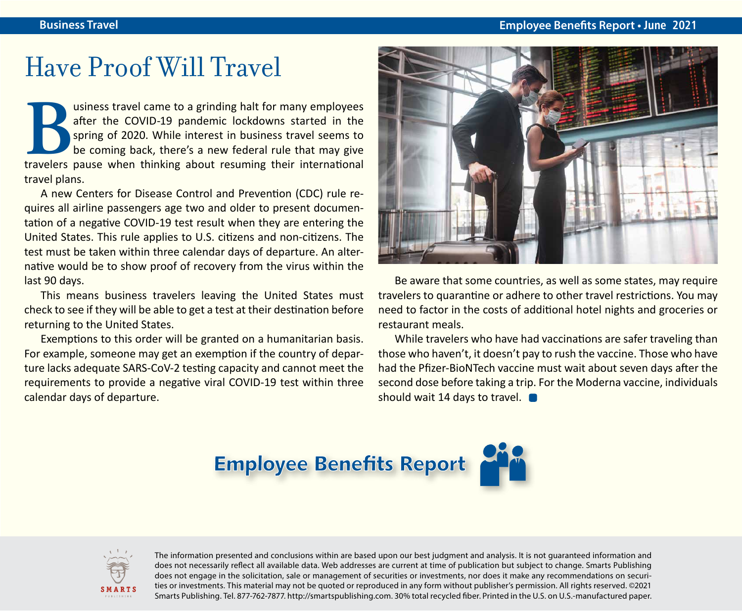# Have Proof Will Travel

Business travel came to a grinding halt for many employees after the COVID-19 pandemic lockdowns started in the spring of 2020. While interest in business travel seems to be coming back, there's a new federal rule that may give travelers pause when thinking about resuming their international travel plans.

A new Centers for Disease Control and Prevention (CDC) rule requires all airline passengers age two and older to present documentation of a negative COVID-19 test result when they are entering the United States. This rule applies to U.S. citizens and non-citizens. The test must be taken within three calendar days of departure. An alternative would be to show proof of recovery from the virus within the last 90 days.

This means business travelers leaving the United States must check to see if they will be able to get a test at their destination before returning to the United States.

Exemptions to this order will be granted on a humanitarian basis. For example, someone may get an exemption if the country of departure lacks adequate SARS-CoV-2 testing capacity and cannot meet the requirements to provide a negative viral COVID-19 test within three calendar days of departure.

Be aware that some countries, as well as some states, may require travelers to quarantine or adhere to other travel restrictions. You may need to factor in the costs of additional hotel nights and groceries or restaurant meals.

While travelers who have had vaccinations are safer traveling than those who haven't, it doesn't pay to rush the vaccine. Those who have had the Pfizer-BioNTech vaccine must wait about seven days after the second dose before taking a trip. For the Moderna vaccine, individuals should wait 14 days to travel.

**Employee Benefits Report**

The information presented and conclusions within are based upon our best judgment and analysis. It is not guaranteed information and does not necessarily reflect all available data. Web addresses are current at time of publication but subject to change. Smarts Publishing does not engage in the solicitation, sale or management of securities or investments, nor does it make any recommendations on securities or investments. This material may not be quoted or reproduced in any form without publisher's permission. All rights reserved. ©2021 Smarts Publishing. Tel. 877-762-7877. http://smartspublishing.com. 30% total recycled fiber. Printed in the U.S. on U.S.-manufactured paper.